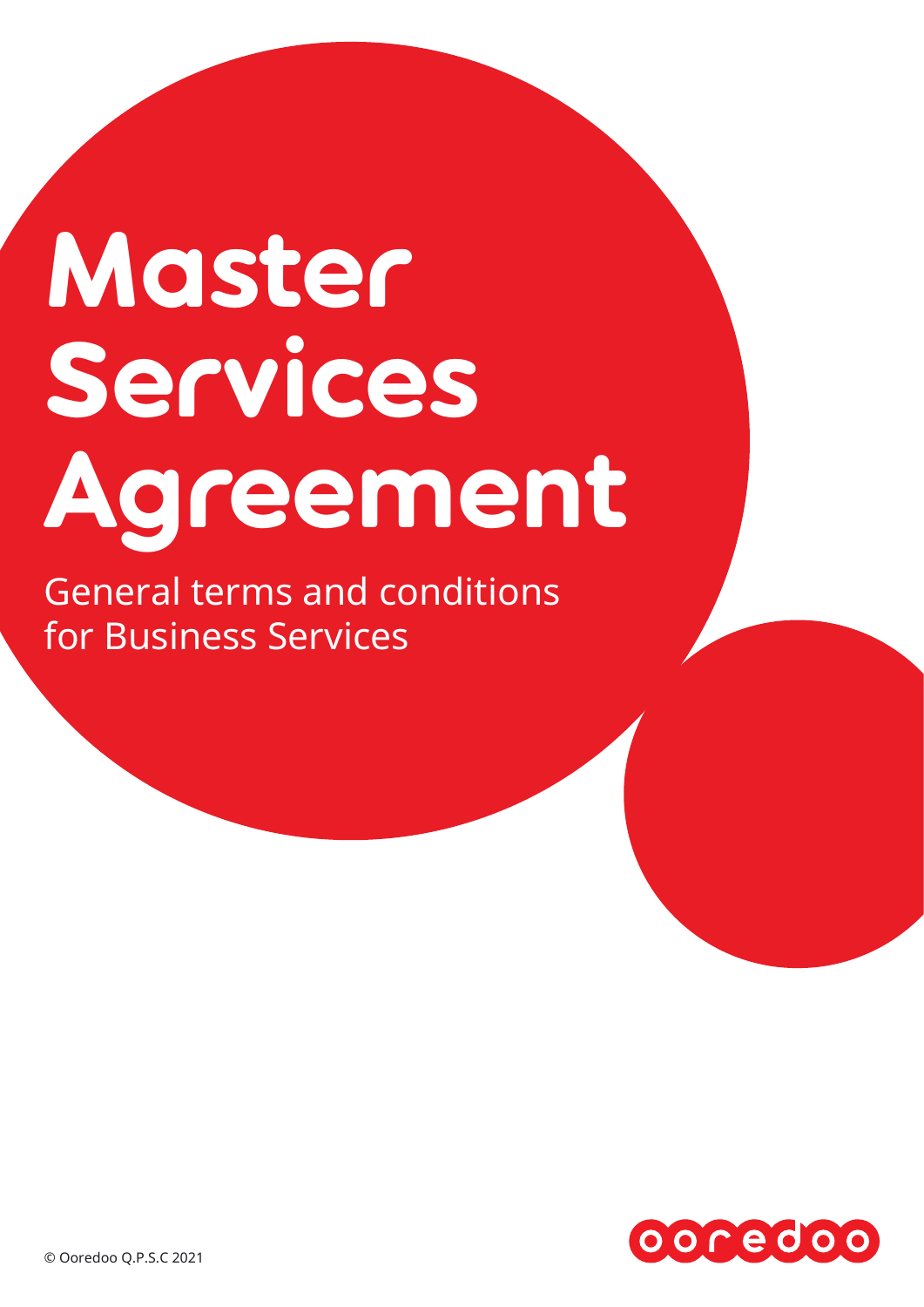# Master Services Agreement

General terms and conditions for Business Services

© Ooredoo Q.P.S.C 2021

ooredoo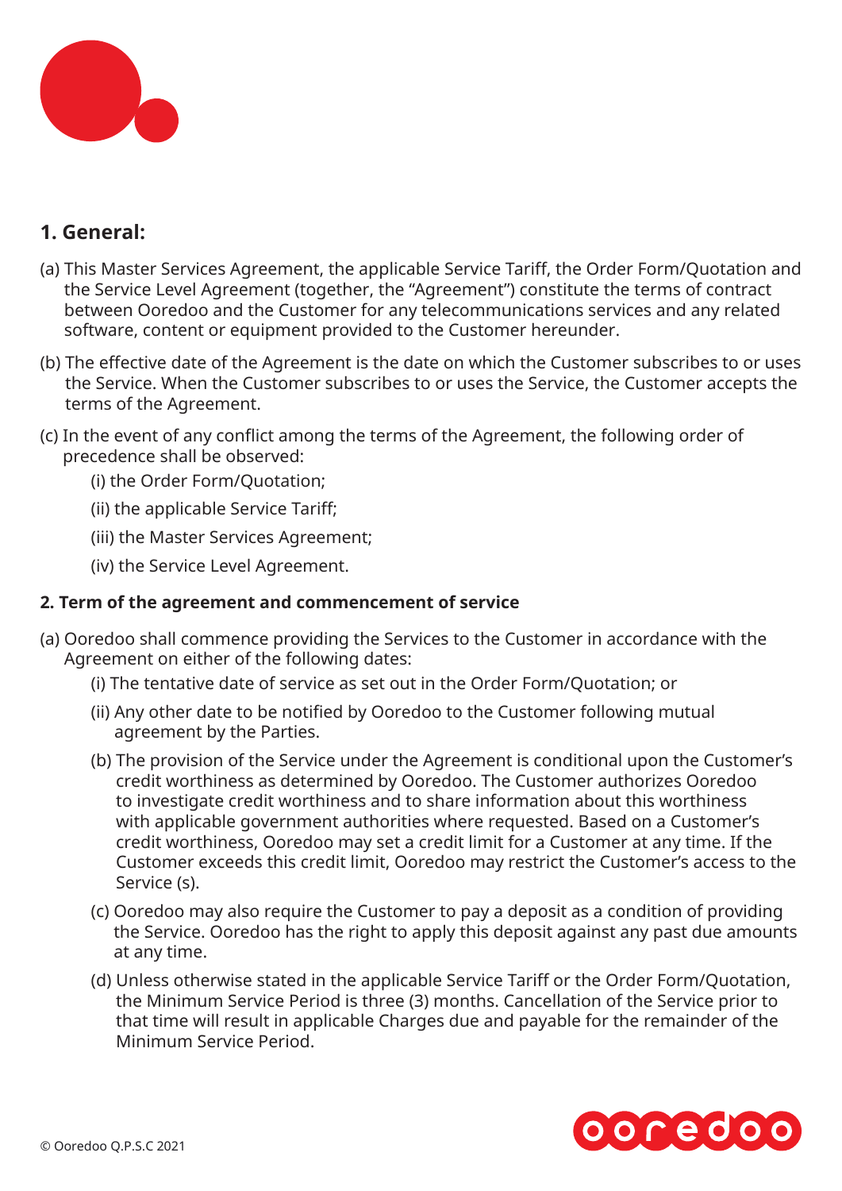## 1. General:

(a) This Master Services Agreement, the applicable Service Tariff, the Order Form/Quotation and the Service Level Agreement (together, the "Agreement") constitute the terms of contract between Ooredoo and the Customer for any telecommunications services and any related software, content or equipment provided to the Customer hereunder.

(b) The effective date of the Agreement is the date on which the Customer subscribes to or uses the Service. When the Customer subscribes to or uses the Service, the Customer accepts the terms of the Agreement.

(c) In the event of any conflict among the terms of the Agreement, the following order of precedence shall be observed:

- (i) the Order Form/Quotation;
- (ii) the applicable Service Tariff;
- (iii) the Master Services Agreement;
- (iv) the Service Level Agreement.

### 2. Term of the agreement and commencement of service

(a) Ooredoo shall commence providing the Services to the Customer in accordance with the Agreement on either of the following dates:

- (i) The tentative date of service as set out in the Order Form/Quotation; or
- (ii) Any other date to be notified by Ooredoo to the Customer following mutual agreement by the Parties.

(b) The provision of the Service under the Agreement is conditional upon the Customer's credit worthiness as determined by Ooredoo. The Customer authorizes Ooredoo to investigate credit worthiness and to share information about this worthiness with applicable government authorities where requested. Based on a Customer's credit worthiness, Ooredoo may set a credit limit for a Customer at any time. If the Customer exceeds this credit limit, Ooredoo may restrict the Customer's access to the Service (s).

(c) Ooredoo may also require the Customer to pay a deposit as a condition of providing the Service. Ooredoo has the right to apply this deposit against any past due amounts at any time.

(d) Unless otherwise stated in the applicable Service Tariff or the Order Form/Quotation, the Minimum Service Period is three (3) months. Cancellation of the Service prior to that time will result in applicable Charges due and payable for the remainder of the Minimum Service Period.

© Ooredoo Q.P.S.C 2021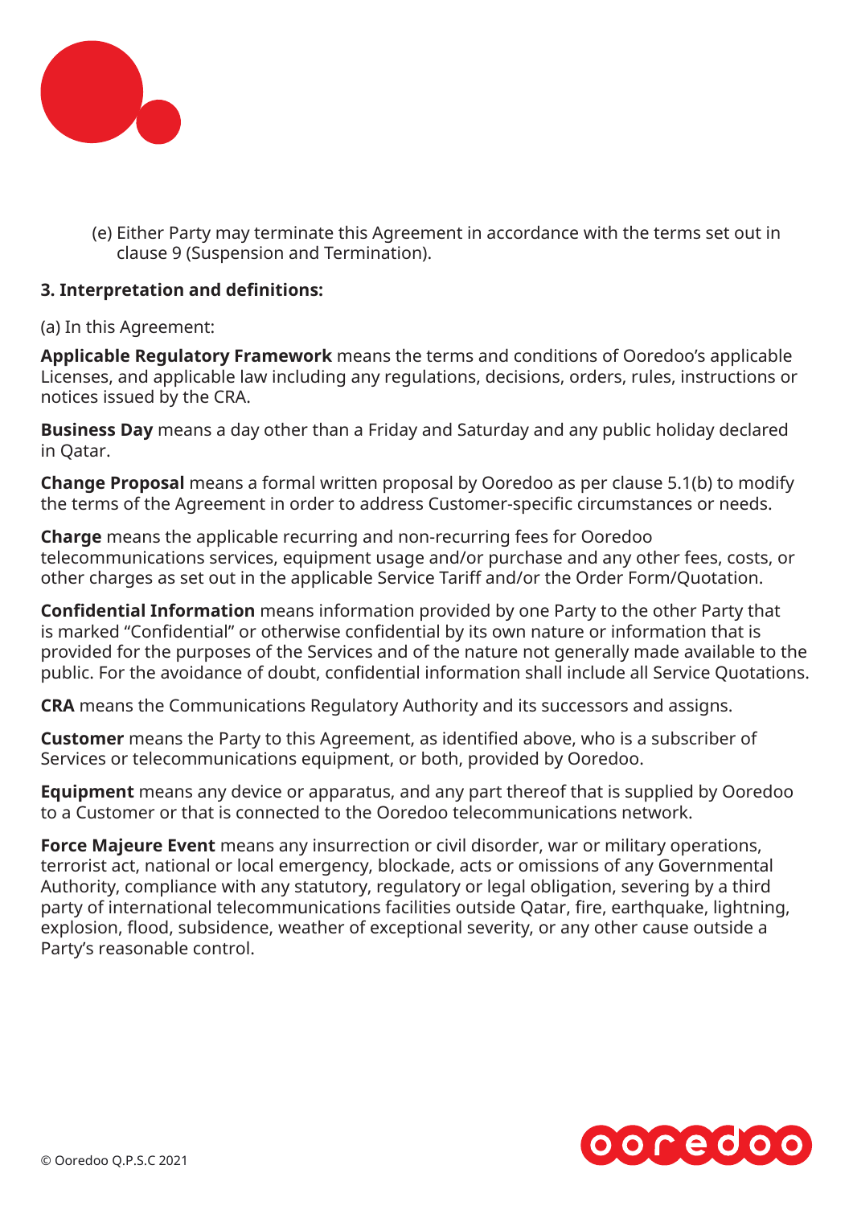(e) Either Party may terminate this Agreement in accordance with the terms set out in clause 9 (Suspension and Termination).

**3. Interpretation and definitions:**

(a) In this Agreement:

**Applicable Regulatory Framework** means the terms and conditions of Ooredoo's applicable Licenses, and applicable law including any regulations, decisions, orders, rules, instructions or notices issued by the CRA.

**Business Day** means a day other than a Friday and Saturday and any public holiday declared in Qatar.

**Change Proposal** means a formal written proposal by Ooredoo as per clause 5.1(b) to modify the terms of the Agreement in order to address Customer-specific circumstances or needs.

**Charge** means the applicable recurring and non-recurring fees for Ooredoo telecommunications services, equipment usage and/or purchase and any other fees, costs, or other charges as set out in the applicable Service Tariff and/or the Order Form/Quotation.

**Confidential Information** means information provided by one Party to the other Party that is marked "Confidential" or otherwise confidential by its own nature or information that is provided for the purposes of the Services and of the nature not generally made available to the public. For the avoidance of doubt, confidential information shall include all Service Quotations.

**CRA** means the Communications Regulatory Authority and its successors and assigns.

**Customer** means the Party to this Agreement, as identified above, who is a subscriber of Services or telecommunications equipment, or both, provided by Ooredoo.

**Equipment** means any device or apparatus, and any part thereof that is supplied by Ooredoo to a Customer or that is connected to the Ooredoo telecommunications network.

**Force Majeure Event** means any insurrection or civil disorder, war or military operations, terrorist act, national or local emergency, blockade, acts or omissions of any Governmental Authority, compliance with any statutory, regulatory or legal obligation, severing by a third party of international telecommunications facilities outside Qatar, fire, earthquake, lightning, explosion, flood, subsidence, weather of exceptional severity, or any other cause outside a Party's reasonable control.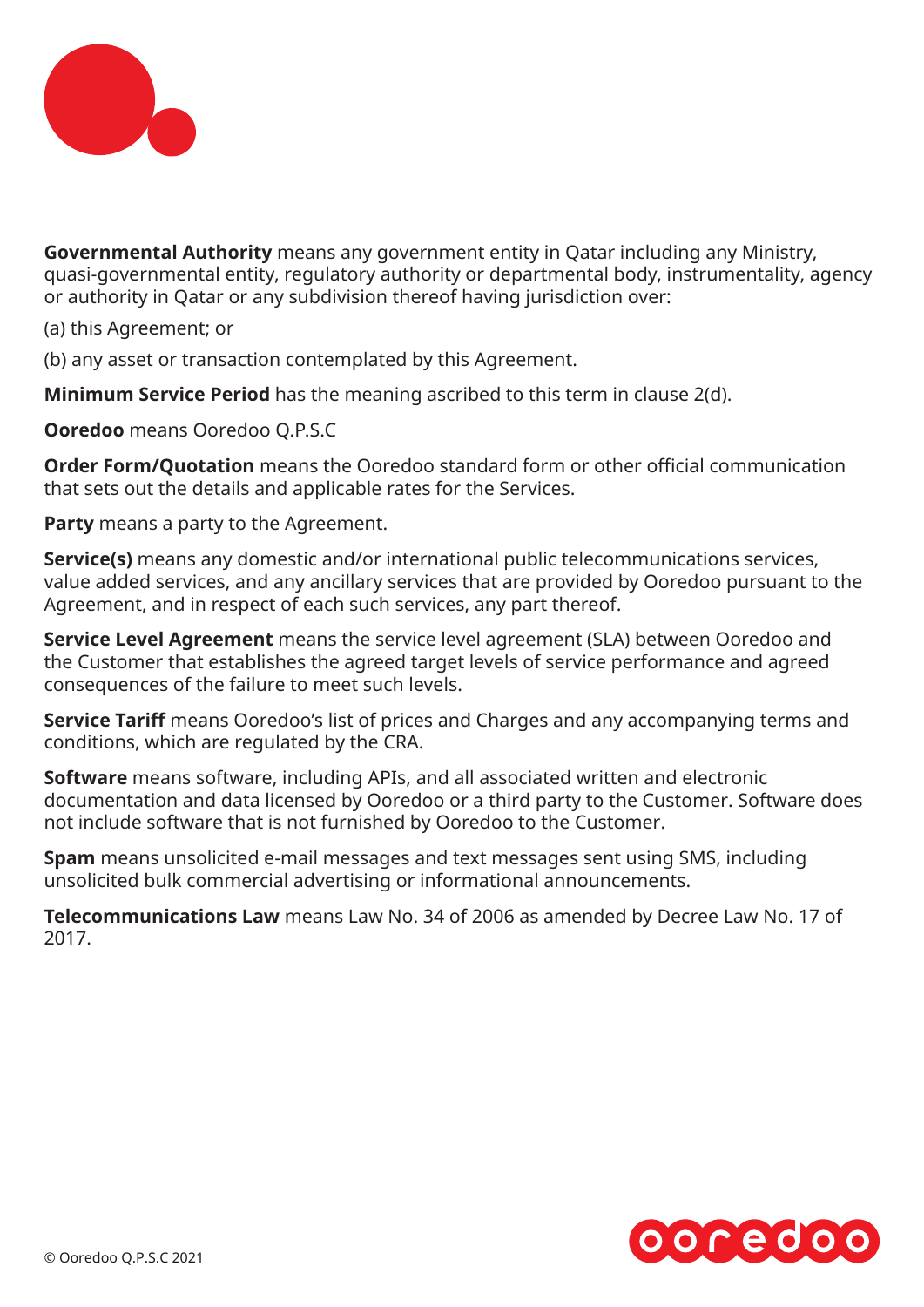**Governmental Authority** means any government entity in Qatar including any Ministry, quasi-governmental entity, regulatory authority or departmental body, instrumentality, agency or authority in Qatar or any subdivision thereof having jurisdiction over:

(a) this Agreement; or

(b) any asset or transaction contemplated by this Agreement.

**Minimum Service Period** has the meaning ascribed to this term in clause 2(d).

**Ooredoo** means Ooredoo Q.P.S.C

**Order Form/Quotation** means the Ooredoo standard form or other official communication that sets out the details and applicable rates for the Services.

**Party** means a party to the Agreement.

**Service(s)** means any domestic and/or international public telecommunications services, value added services, and any ancillary services that are provided by Ooredoo pursuant to the Agreement, and in respect of each such services, any part thereof.

**Service Level Agreement** means the service level agreement (SLA) between Ooredoo and the Customer that establishes the agreed target levels of service performance and agreed consequences of the failure to meet such levels.

**Service Tariff** means Ooredoo's list of prices and Charges and any accompanying terms and conditions, which are regulated by the CRA.

**Software** means software, including APIs, and all associated written and electronic documentation and data licensed by Ooredoo or a third party to the Customer. Software does not include software that is not furnished by Ooredoo to the Customer.

**Spam** means unsolicited e-mail messages and text messages sent using SMS, including unsolicited bulk commercial advertising or informational announcements.

**Telecommunications Law** means Law No. 34 of 2006 as amended by Decree Law No. 17 of 2017.

© Ooredoo Q.P.S.C 2021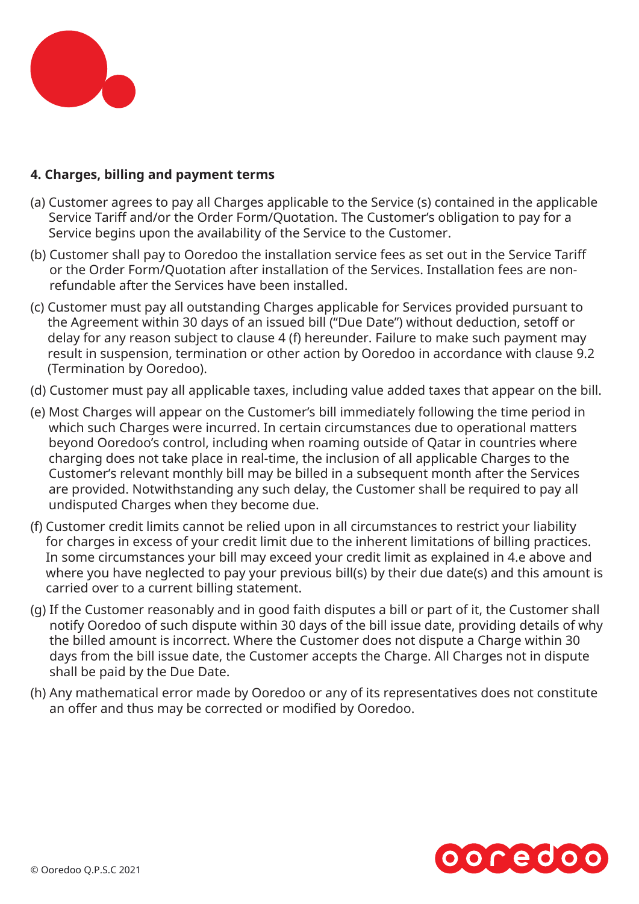#### 4. Charges, billing and payment terms

(a) Customer agrees to pay all Charges applicable to the Service (s) contained in the applicable Service Tariff and/or the Order Form/Quotation. The Customer's obligation to pay for a Service begins upon the availability of the Service to the Customer.

(b) Customer shall pay to Ooredoo the installation service fees as set out in the Service Tariff or the Order Form/Quotation after installation of the Services. Installation fees are non-refundable after the Services have been installed.

(c) Customer must pay all outstanding Charges applicable for Services provided pursuant to the Agreement within 30 days of an issued bill ("Due Date") without deduction, setoff or delay for any reason subject to clause 4 (f) hereunder. Failure to make such payment may result in suspension, termination or other action by Ooredoo in accordance with clause 9.2 (Termination by Ooredoo).

(d) Customer must pay all applicable taxes, including value added taxes that appear on the bill.

(e) Most Charges will appear on the Customer's bill immediately following the time period in which such Charges were incurred. In certain circumstances due to operational matters beyond Ooredoo's control, including when roaming outside of Qatar in countries where charging does not take place in real-time, the inclusion of all applicable Charges to the Customer's relevant monthly bill may be billed in a subsequent month after the Services are provided. Notwithstanding any such delay, the Customer shall be required to pay all undisputed Charges when they become due.

(f) Customer credit limits cannot be relied upon in all circumstances to restrict your liability for charges in excess of your credit limit due to the inherent limitations of billing practices. In some circumstances your bill may exceed your credit limit as explained in 4.e above and where you have neglected to pay your previous bill(s) by their due date(s) and this amount is carried over to a current billing statement.

(g) If the Customer reasonably and in good faith disputes a bill or part of it, the Customer shall notify Ooredoo of such dispute within 30 days of the bill issue date, providing details of why the billed amount is incorrect. Where the Customer does not dispute a Charge within 30 days from the bill issue date, the Customer accepts the Charge. All Charges not in dispute shall be paid by the Due Date.

(h) Any mathematical error made by Ooredoo or any of its representatives does not constitute an offer and thus may be corrected or modified by Ooredoo.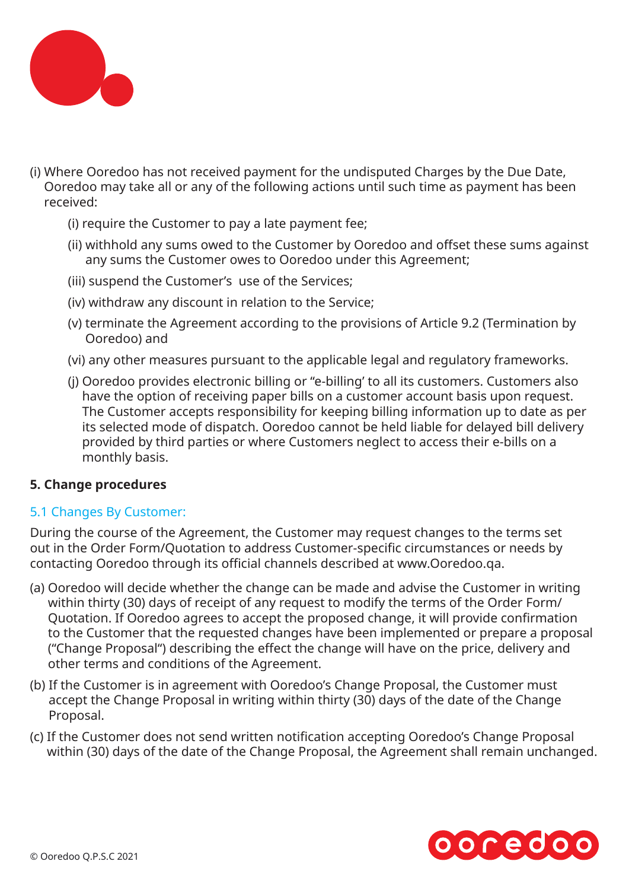(i) Where Ooredoo has not received payment for the undisputed Charges by the Due Date, Ooredoo may take all or any of the following actions until such time as payment has been received:

- (i) require the Customer to pay a late payment fee;
- (ii) withhold any sums owed to the Customer by Ooredoo and offset these sums against any sums the Customer owes to Ooredoo under this Agreement;
- (iii) suspend the Customer's use of the Services;
- (iv) withdraw any discount in relation to the Service;
- (v) terminate the Agreement according to the provisions of Article 9.2 (Termination by Ooredoo) and
- (vi) any other measures pursuant to the applicable legal and regulatory frameworks.

(j) Ooredoo provides electronic billing or "e-billing' to all its customers. Customers also have the option of receiving paper bills on a customer account basis upon request. The Customer accepts responsibility for keeping billing information up to date as per its selected mode of dispatch. Ooredoo cannot be held liable for delayed bill delivery provided by third parties or where Customers neglect to access their e-bills on a monthly basis.

## 5. Change procedures

### 5.1 Changes By Customer:

During the course of the Agreement, the Customer may request changes to the terms set out in the Order Form/Quotation to address Customer-specific circumstances or needs by contacting Ooredoo through its official channels described at www.Ooredoo.qa.

(a) Ooredoo will decide whether the change can be made and advise the Customer in writing within thirty (30) days of receipt of any request to modify the terms of the Order Form/ Quotation. If Ooredoo agrees to accept the proposed change, it will provide confirmation to the Customer that the requested changes have been implemented or prepare a proposal ("Change Proposal") describing the effect the change will have on the price, delivery and other terms and conditions of the Agreement.

(b) If the Customer is in agreement with Ooredoo's Change Proposal, the Customer must accept the Change Proposal in writing within thirty (30) days of the date of the Change Proposal.

(c) If the Customer does not send written notification accepting Ooredoo's Change Proposal within (30) days of the date of the Change Proposal, the Agreement shall remain unchanged.

© Ooredoo Q.P.S.C 2021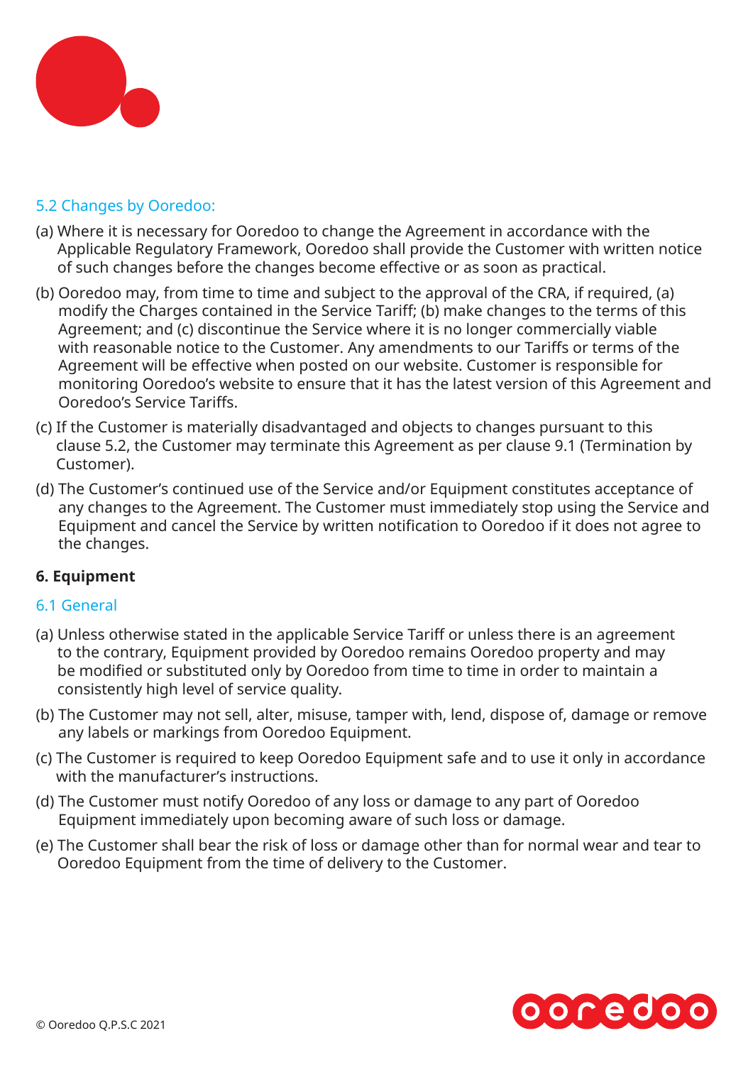### 5.2 Changes by Ooredoo:

(a) Where it is necessary for Ooredoo to change the Agreement in accordance with the Applicable Regulatory Framework, Ooredoo shall provide the Customer with written notice of such changes before the changes become effective or as soon as practical.

(b) Ooredoo may, from time to time and subject to the approval of the CRA, if required, (a) modify the Charges contained in the Service Tariff; (b) make changes to the terms of this Agreement; and (c) discontinue the Service where it is no longer commercially viable with reasonable notice to the Customer. Any amendments to our Tariffs or terms of the Agreement will be effective when posted on our website. Customer is responsible for monitoring Ooredoo's website to ensure that it has the latest version of this Agreement and Ooredoo's Service Tariffs.

(c) If the Customer is materially disadvantaged and objects to changes pursuant to this clause 5.2, the Customer may terminate this Agreement as per clause 9.1 (Termination by Customer).

(d) The Customer's continued use of the Service and/or Equipment constitutes acceptance of any changes to the Agreement. The Customer must immediately stop using the Service and Equipment and cancel the Service by written notification to Ooredoo if it does not agree to the changes.

## 6. Equipment

### 6.1 General

(a) Unless otherwise stated in the applicable Service Tariff or unless there is an agreement to the contrary, Equipment provided by Ooredoo remains Ooredoo property and may be modified or substituted only by Ooredoo from time to time in order to maintain a consistently high level of service quality.

(b) The Customer may not sell, alter, misuse, tamper with, lend, dispose of, damage or remove any labels or markings from Ooredoo Equipment.

(c) The Customer is required to keep Ooredoo Equipment safe and to use it only in accordance with the manufacturer's instructions.

(d) The Customer must notify Ooredoo of any loss or damage to any part of Ooredoo Equipment immediately upon becoming aware of such loss or damage.

(e) The Customer shall bear the risk of loss or damage other than for normal wear and tear to Ooredoo Equipment from the time of delivery to the Customer.

© Ooredoo Q.P.S.C 2021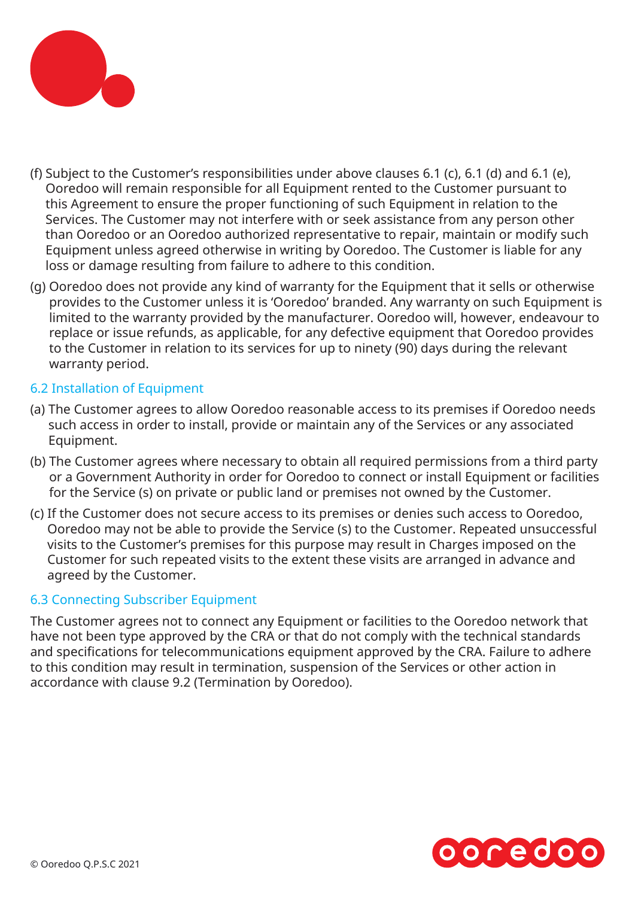(f) Subject to the Customer's responsibilities under above clauses 6.1 (c), 6.1 (d) and 6.1 (e), Ooredoo will remain responsible for all Equipment rented to the Customer pursuant to this Agreement to ensure the proper functioning of such Equipment in relation to the Services. The Customer may not interfere with or seek assistance from any person other than Ooredoo or an Ooredoo authorized representative to repair, maintain or modify such Equipment unless agreed otherwise in writing by Ooredoo. The Customer is liable for any loss or damage resulting from failure to adhere to this condition.

(g) Ooredoo does not provide any kind of warranty for the Equipment that it sells or otherwise provides to the Customer unless it is 'Ooredoo' branded. Any warranty on such Equipment is limited to the warranty provided by the manufacturer. Ooredoo will, however, endeavour to replace or issue refunds, as applicable, for any defective equipment that Ooredoo provides to the Customer in relation to its services for up to ninety (90) days during the relevant warranty period.

### 6.2 Installation of Equipment

(a) The Customer agrees to allow Ooredoo reasonable access to its premises if Ooredoo needs such access in order to install, provide or maintain any of the Services or any associated Equipment.

(b) The Customer agrees where necessary to obtain all required permissions from a third party or a Government Authority in order for Ooredoo to connect or install Equipment or facilities for the Service (s) on private or public land or premises not owned by the Customer.

(c) If the Customer does not secure access to its premises or denies such access to Ooredoo, Ooredoo may not be able to provide the Service (s) to the Customer. Repeated unsuccessful visits to the Customer's premises for this purpose may result in Charges imposed on the Customer for such repeated visits to the extent these visits are arranged in advance and agreed by the Customer.

### 6.3 Connecting Subscriber Equipment

The Customer agrees not to connect any Equipment or facilities to the Ooredoo network that have not been type approved by the CRA or that do not comply with the technical standards and specifications for telecommunications equipment approved by the CRA. Failure to adhere to this condition may result in termination, suspension of the Services or other action in accordance with clause 9.2 (Termination by Ooredoo).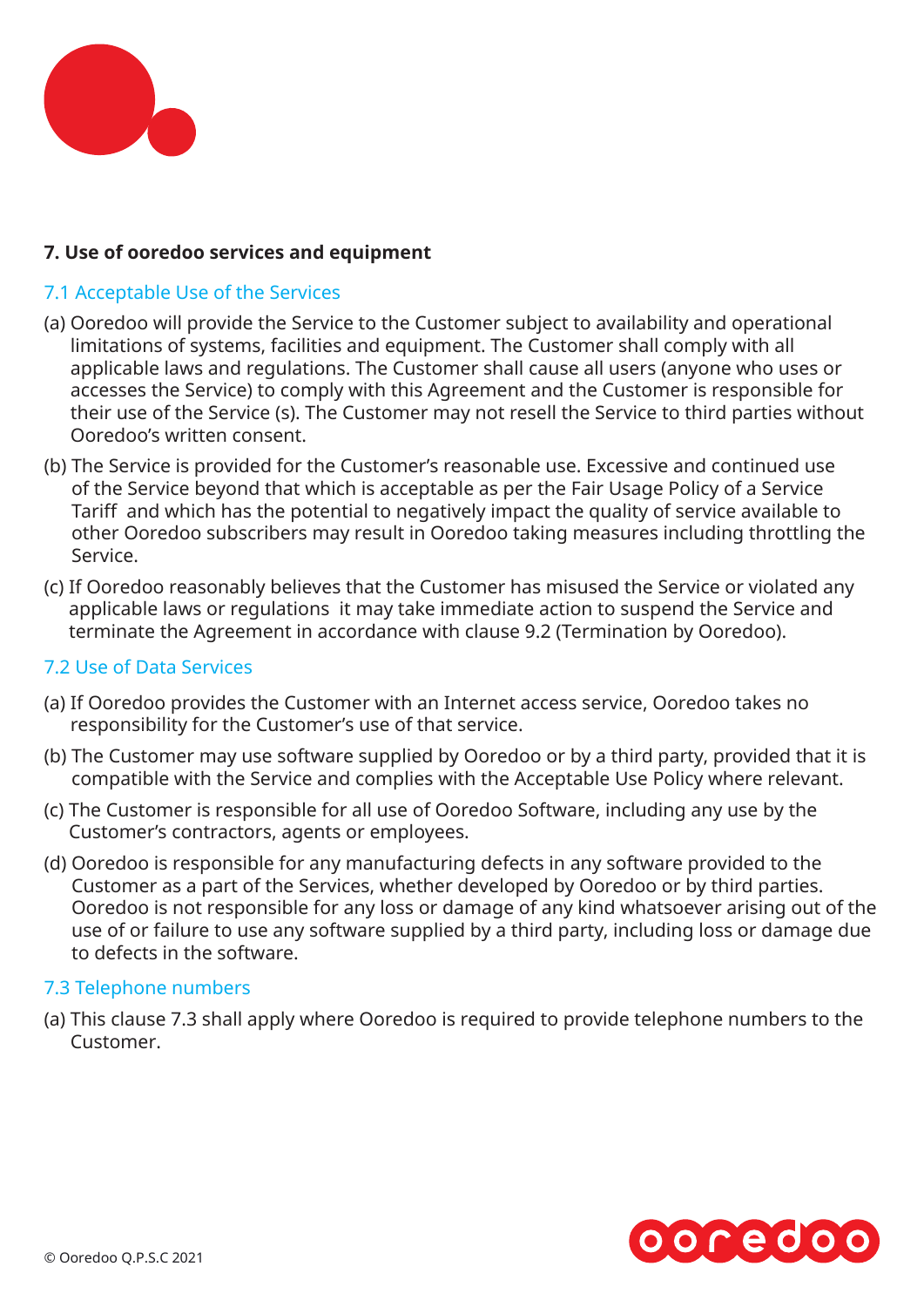## 7. Use of ooredoo services and equipment

### 7.1 Acceptable Use of the Services

(a) Ooredoo will provide the Service to the Customer subject to availability and operational limitations of systems, facilities and equipment. The Customer shall comply with all applicable laws and regulations. The Customer shall cause all users (anyone who uses or accesses the Service) to comply with this Agreement and the Customer is responsible for their use of the Service (s). The Customer may not resell the Service to third parties without Ooredoo's written consent.

(b) The Service is provided for the Customer's reasonable use. Excessive and continued use of the Service beyond that which is acceptable as per the Fair Usage Policy of a Service Tariff and which has the potential to negatively impact the quality of service available to other Ooredoo subscribers may result in Ooredoo taking measures including throttling the Service.

(c) If Ooredoo reasonably believes that the Customer has misused the Service or violated any applicable laws or regulations it may take immediate action to suspend the Service and terminate the Agreement in accordance with clause 9.2 (Termination by Ooredoo).

### 7.2 Use of Data Services

(a) If Ooredoo provides the Customer with an Internet access service, Ooredoo takes no responsibility for the Customer's use of that service.

(b) The Customer may use software supplied by Ooredoo or by a third party, provided that it is compatible with the Service and complies with the Acceptable Use Policy where relevant.

(c) The Customer is responsible for all use of Ooredoo Software, including any use by the Customer's contractors, agents or employees.

(d) Ooredoo is responsible for any manufacturing defects in any software provided to the Customer as a part of the Services, whether developed by Ooredoo or by third parties. Ooredoo is not responsible for any loss or damage of any kind whatsoever arising out of the use of or failure to use any software supplied by a third party, including loss or damage due to defects in the software.

### 7.3 Telephone numbers

(a) This clause 7.3 shall apply where Ooredoo is required to provide telephone numbers to the Customer.

© Ooredoo Q.P.S.C 2021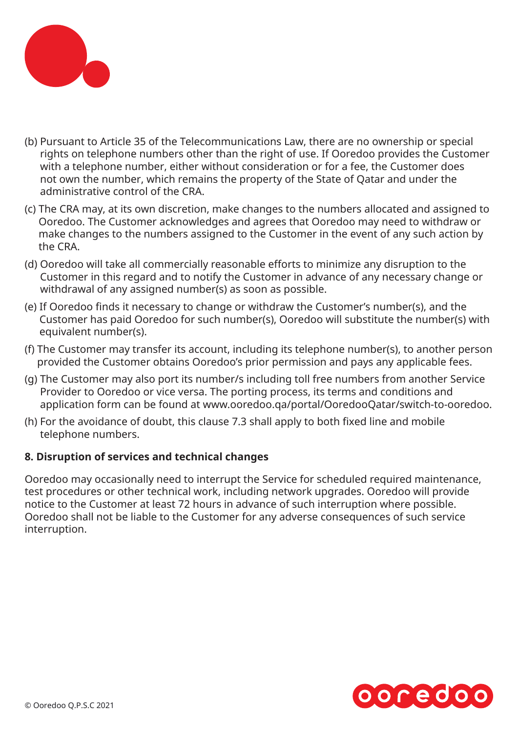(b) Pursuant to Article 35 of the Telecommunications Law, there are no ownership or special rights on telephone numbers other than the right of use. If Ooredoo provides the Customer with a telephone number, either without consideration or for a fee, the Customer does not own the number, which remains the property of the State of Qatar and under the administrative control of the CRA.

(c) The CRA may, at its own discretion, make changes to the numbers allocated and assigned to Ooredoo. The Customer acknowledges and agrees that Ooredoo may need to withdraw or make changes to the numbers assigned to the Customer in the event of any such action by the CRA.

(d) Ooredoo will take all commercially reasonable efforts to minimize any disruption to the Customer in this regard and to notify the Customer in advance of any necessary change or withdrawal of any assigned number(s) as soon as possible.

(e) If Ooredoo finds it necessary to change or withdraw the Customer's number(s), and the Customer has paid Ooredoo for such number(s), Ooredoo will substitute the number(s) with equivalent number(s).

(f) The Customer may transfer its account, including its telephone number(s), to another person provided the Customer obtains Ooredoo's prior permission and pays any applicable fees.

(g) The Customer may also port its number/s including toll free numbers from another Service Provider to Ooredoo or vice versa. The porting process, its terms and conditions and application form can be found at www.ooredoo.qa/portal/OoredooQatar/switch-to-ooredoo.

(h) For the avoidance of doubt, this clause 7.3 shall apply to both fixed line and mobile telephone numbers.

**8. Disruption of services and technical changes**

Ooredoo may occasionally need to interrupt the Service for scheduled required maintenance, test procedures or other technical work, including network upgrades. Ooredoo will provide notice to the Customer at least 72 hours in advance of such interruption where possible. Ooredoo shall not be liable to the Customer for any adverse consequences of such service interruption.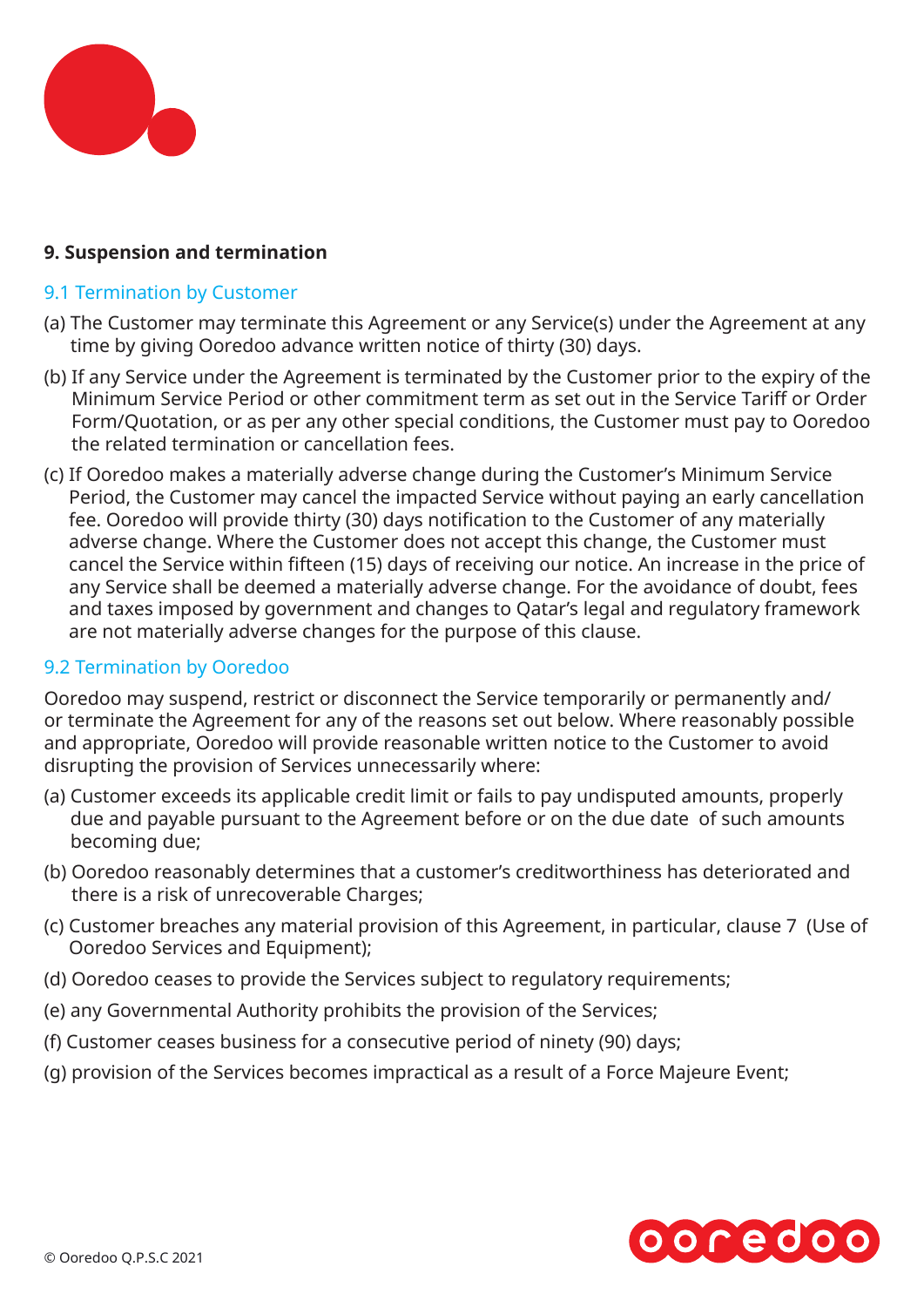## 9. Suspension and termination

### 9.1 Termination by Customer

(a) The Customer may terminate this Agreement or any Service(s) under the Agreement at any time by giving Ooredoo advance written notice of thirty (30) days.

(b) If any Service under the Agreement is terminated by the Customer prior to the expiry of the Minimum Service Period or other commitment term as set out in the Service Tariff or Order Form/Quotation, or as per any other special conditions, the Customer must pay to Ooredoo the related termination or cancellation fees.

(c) If Ooredoo makes a materially adverse change during the Customer's Minimum Service Period, the Customer may cancel the impacted Service without paying an early cancellation fee. Ooredoo will provide thirty (30) days notification to the Customer of any materially adverse change. Where the Customer does not accept this change, the Customer must cancel the Service within fifteen (15) days of receiving our notice. An increase in the price of any Service shall be deemed a materially adverse change. For the avoidance of doubt, fees and taxes imposed by government and changes to Qatar's legal and regulatory framework are not materially adverse changes for the purpose of this clause.

### 9.2 Termination by Ooredoo

Ooredoo may suspend, restrict or disconnect the Service temporarily or permanently and/or terminate the Agreement for any of the reasons set out below. Where reasonably possible and appropriate, Ooredoo will provide reasonable written notice to the Customer to avoid disrupting the provision of Services unnecessarily where:

(a) Customer exceeds its applicable credit limit or fails to pay undisputed amounts, properly due and payable pursuant to the Agreement before or on the due date of such amounts becoming due;

(b) Ooredoo reasonably determines that a customer's creditworthiness has deteriorated and there is a risk of unrecoverable Charges;

(c) Customer breaches any material provision of this Agreement, in particular, clause 7 (Use of Ooredoo Services and Equipment);

(d) Ooredoo ceases to provide the Services subject to regulatory requirements;

(e) any Governmental Authority prohibits the provision of the Services;

(f) Customer ceases business for a consecutive period of ninety (90) days;

(g) provision of the Services becomes impractical as a result of a Force Majeure Event;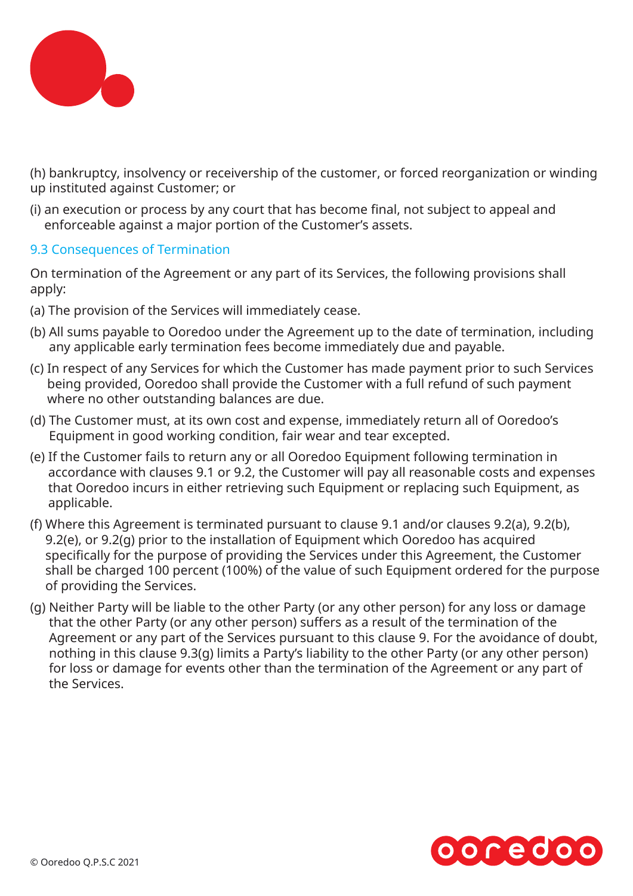(h) bankruptcy, insolvency or receivership of the customer, or forced reorganization or winding up instituted against Customer; or

(i) an execution or process by any court that has become final, not subject to appeal and enforceable against a major portion of the Customer's assets.

### 9.3 Consequences of Termination

On termination of the Agreement or any part of its Services, the following provisions shall apply:

(a) The provision of the Services will immediately cease.

(b) All sums payable to Ooredoo under the Agreement up to the date of termination, including any applicable early termination fees become immediately due and payable.

(c) In respect of any Services for which the Customer has made payment prior to such Services being provided, Ooredoo shall provide the Customer with a full refund of such payment where no other outstanding balances are due.

(d) The Customer must, at its own cost and expense, immediately return all of Ooredoo's Equipment in good working condition, fair wear and tear excepted.

(e) If the Customer fails to return any or all Ooredoo Equipment following termination in accordance with clauses 9.1 or 9.2, the Customer will pay all reasonable costs and expenses that Ooredoo incurs in either retrieving such Equipment or replacing such Equipment, as applicable.

(f) Where this Agreement is terminated pursuant to clause 9.1 and/or clauses 9.2(a), 9.2(b), 9.2(e), or 9.2(g) prior to the installation of Equipment which Ooredoo has acquired specifically for the purpose of providing the Services under this Agreement, the Customer shall be charged 100 percent (100%) of the value of such Equipment ordered for the purpose of providing the Services.

(g) Neither Party will be liable to the other Party (or any other person) for any loss or damage that the other Party (or any other person) suffers as a result of the termination of the Agreement or any part of the Services pursuant to this clause 9. For the avoidance of doubt, nothing in this clause 9.3(g) limits a Party's liability to the other Party (or any other person) for loss or damage for events other than the termination of the Agreement or any part of the Services.

© Ooredoo Q.P.S.C 2021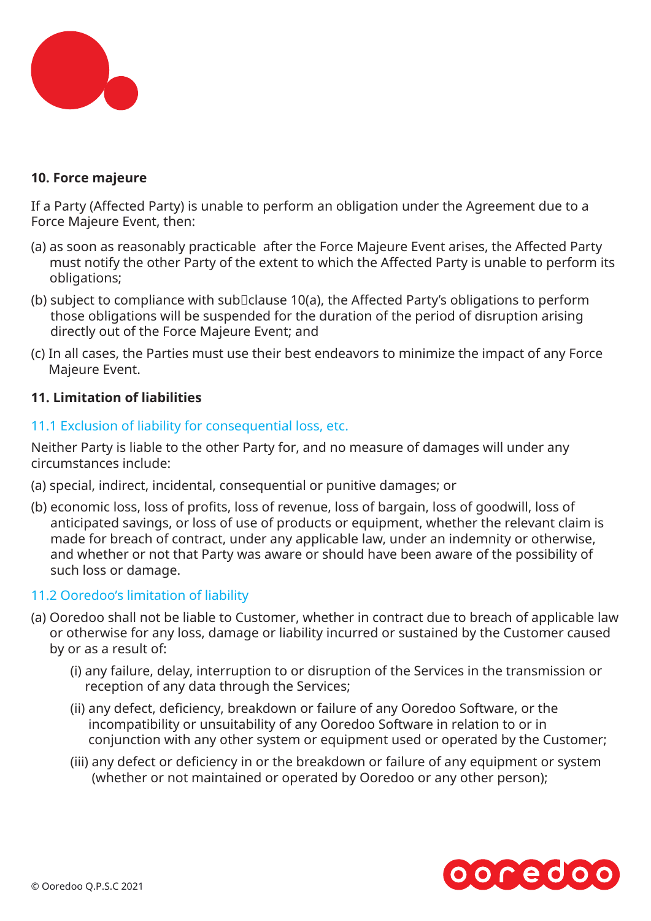**10. Force majeure**

If a Party (Affected Party) is unable to perform an obligation under the Agreement due to a Force Majeure Event, then:

(a) as soon as reasonably practicable after the Force Majeure Event arises, the Affected Party must notify the other Party of the extent to which the Affected Party is unable to perform its obligations;

(b) subject to compliance with sub-clause 10(a), the Affected Party's obligations to perform those obligations will be suspended for the duration of the period of disruption arising directly out of the Force Majeure Event; and

(c) In all cases, the Parties must use their best endeavors to minimize the impact of any Force Majeure Event.

**11. Limitation of liabilities**

### 11.1 Exclusion of liability for consequential loss, etc.

Neither Party is liable to the other Party for, and no measure of damages will under any circumstances include:

(a) special, indirect, incidental, consequential or punitive damages; or

(b) economic loss, loss of profits, loss of revenue, loss of bargain, loss of goodwill, loss of anticipated savings, or loss of use of products or equipment, whether the relevant claim is made for breach of contract, under any applicable law, under an indemnity or otherwise, and whether or not that Party was aware or should have been aware of the possibility of such loss or damage.

### 11.2 Ooredoo's limitation of liability

(a) Ooredoo shall not be liable to Customer, whether in contract due to breach of applicable law or otherwise for any loss, damage or liability incurred or sustained by the Customer caused by or as a result of:

(i) any failure, delay, interruption to or disruption of the Services in the transmission or reception of any data through the Services;

(ii) any defect, deficiency, breakdown or failure of any Ooredoo Software, or the incompatibility or unsuitability of any Ooredoo Software in relation to or in conjunction with any other system or equipment used or operated by the Customer;

(iii) any defect or deficiency in or the breakdown or failure of any equipment or system (whether or not maintained or operated by Ooredoo or any other person);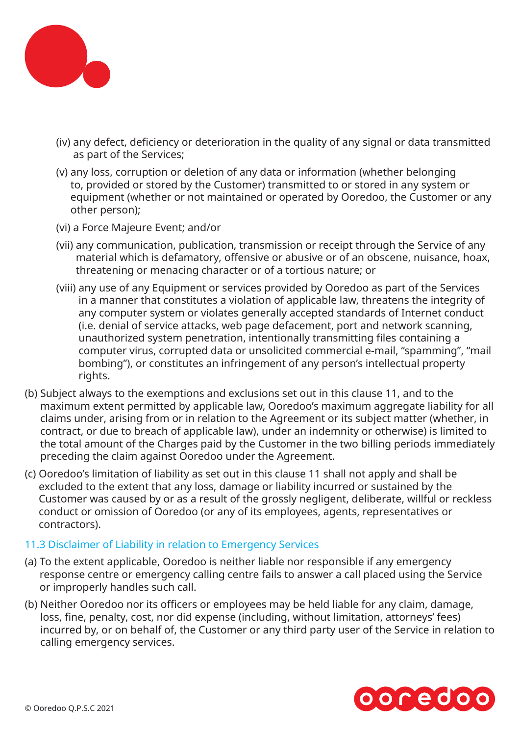(iv) any defect, deficiency or deterioration in the quality of any signal or data transmitted as part of the Services;

(v) any loss, corruption or deletion of any data or information (whether belonging to, provided or stored by the Customer) transmitted to or stored in any system or equipment (whether or not maintained or operated by Ooredoo, the Customer or any other person);

(vi) a Force Majeure Event; and/or

(vii) any communication, publication, transmission or receipt through the Service of any material which is defamatory, offensive or abusive or of an obscene, nuisance, hoax, threatening or menacing character or of a tortious nature; or

(viii) any use of any Equipment or services provided by Ooredoo as part of the Services in a manner that constitutes a violation of applicable law, threatens the integrity of any computer system or violates generally accepted standards of Internet conduct (i.e. denial of service attacks, web page defacement, port and network scanning, unauthorized system penetration, intentionally transmitting files containing a computer virus, corrupted data or unsolicited commercial e-mail, "spamming", "mail bombing"), or constitutes an infringement of any person's intellectual property rights.

(b) Subject always to the exemptions and exclusions set out in this clause 11, and to the maximum extent permitted by applicable law, Ooredoo's maximum aggregate liability for all claims under, arising from or in relation to the Agreement or its subject matter (whether, in contract, or due to breach of applicable law), under an indemnity or otherwise) is limited to the total amount of the Charges paid by the Customer in the two billing periods immediately preceding the claim against Ooredoo under the Agreement.

(c) Ooredoo's limitation of liability as set out in this clause 11 shall not apply and shall be excluded to the extent that any loss, damage or liability incurred or sustained by the Customer was caused by or as a result of the grossly negligent, deliberate, willful or reckless conduct or omission of Ooredoo (or any of its employees, agents, representatives or contractors).

### 11.3 Disclaimer of Liability in relation to Emergency Services

(a) To the extent applicable, Ooredoo is neither liable nor responsible if any emergency response centre or emergency calling centre fails to answer a call placed using the Service or improperly handles such call.

(b) Neither Ooredoo nor its officers or employees may be held liable for any claim, damage, loss, fine, penalty, cost, nor did expense (including, without limitation, attorneys' fees) incurred by, or on behalf of, the Customer or any third party user of the Service in relation to calling emergency services.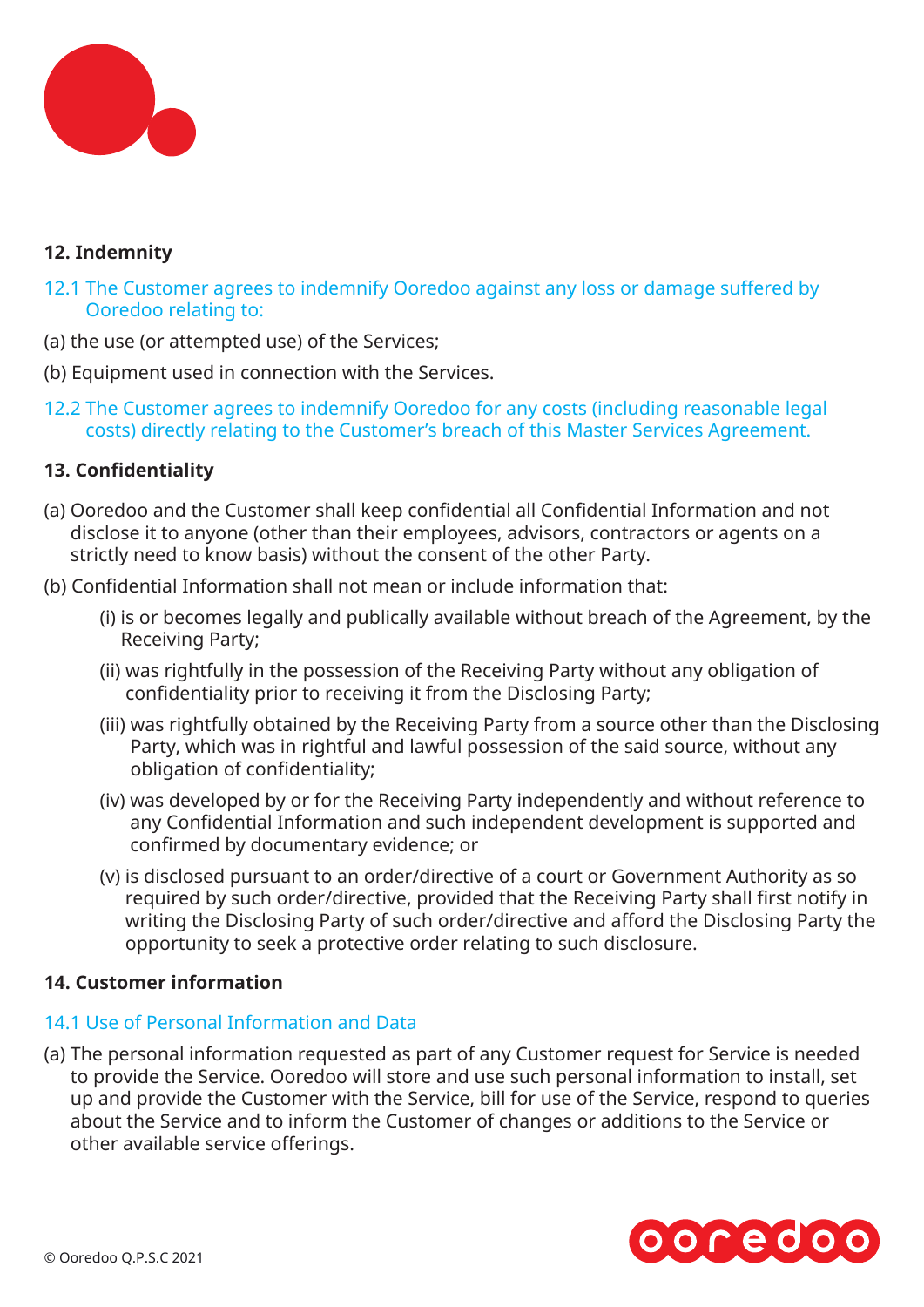## 12. Indemnity

12.1 The Customer agrees to indemnify Ooredoo against any loss or damage suffered by Ooredoo relating to:

(a) the use (or attempted use) of the Services;

(b) Equipment used in connection with the Services.

12.2 The Customer agrees to indemnify Ooredoo for any costs (including reasonable legal costs) directly relating to the Customer's breach of this Master Services Agreement.

## 13. Confidentiality

(a) Ooredoo and the Customer shall keep confidential all Confidential Information and not disclose it to anyone (other than their employees, advisors, contractors or agents on a strictly need to know basis) without the consent of the other Party.

(b) Confidential Information shall not mean or include information that:

- (i) is or becomes legally and publically available without breach of the Agreement, by the Receiving Party;
- (ii) was rightfully in the possession of the Receiving Party without any obligation of confidentiality prior to receiving it from the Disclosing Party;
- (iii) was rightfully obtained by the Receiving Party from a source other than the Disclosing Party, which was in rightful and lawful possession of the said source, without any obligation of confidentiality;
- (iv) was developed by or for the Receiving Party independently and without reference to any Confidential Information and such independent development is supported and confirmed by documentary evidence; or
- (v) is disclosed pursuant to an order/directive of a court or Government Authority as so required by such order/directive, provided that the Receiving Party shall first notify in writing the Disclosing Party of such order/directive and afford the Disclosing Party the opportunity to seek a protective order relating to such disclosure.

## 14. Customer information

### 14.1 Use of Personal Information and Data

(a) The personal information requested as part of any Customer request for Service is needed to provide the Service. Ooredoo will store and use such personal information to install, set up and provide the Customer with the Service, bill for use of the Service, respond to queries about the Service and to inform the Customer of changes or additions to the Service or other available service offerings.

© Ooredoo Q.P.S.C 2021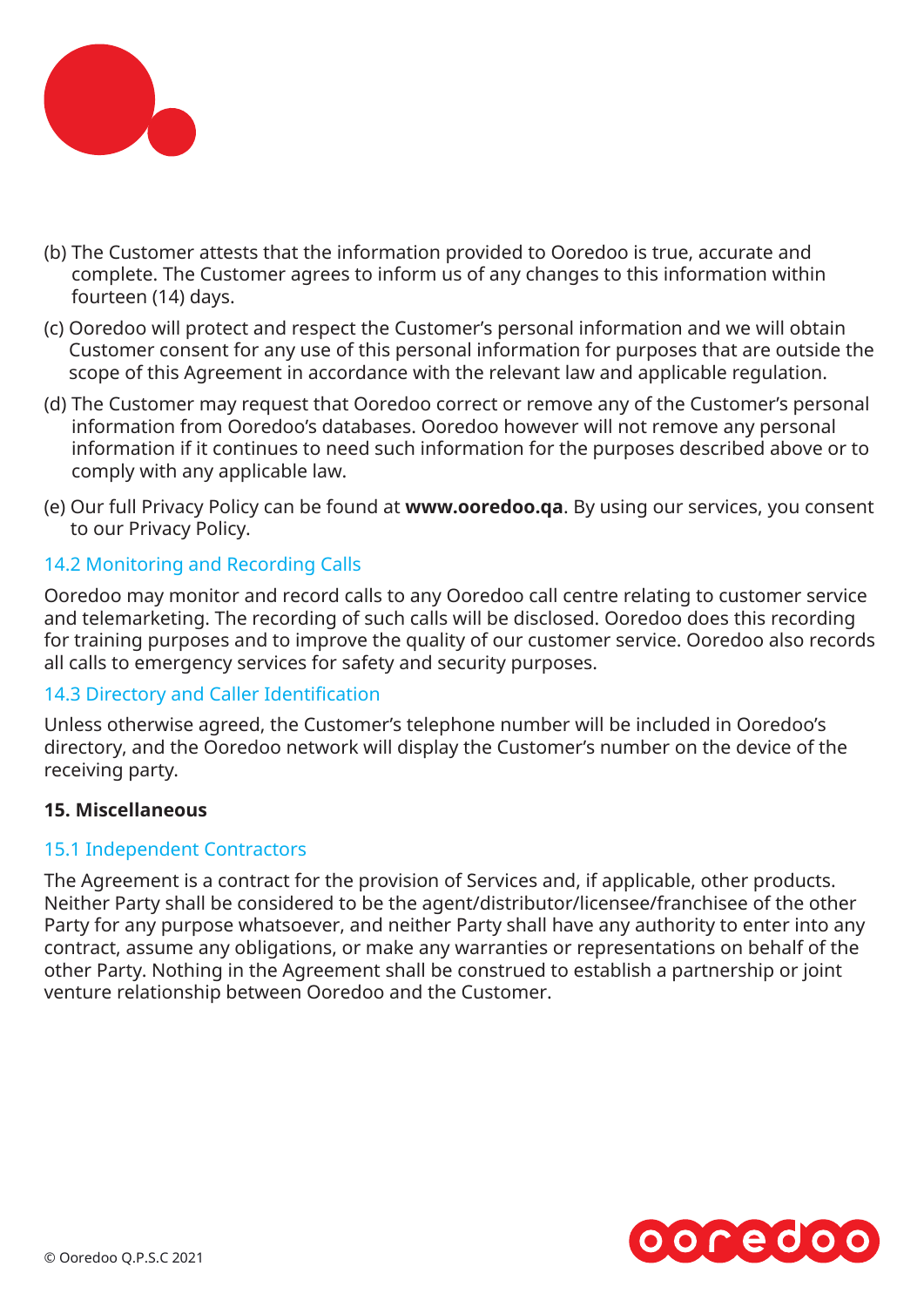(b) The Customer attests that the information provided to Ooredoo is true, accurate and complete. The Customer agrees to inform us of any changes to this information within fourteen (14) days.

(c) Ooredoo will protect and respect the Customer's personal information and we will obtain Customer consent for any use of this personal information for purposes that are outside the scope of this Agreement in accordance with the relevant law and applicable regulation.

(d) The Customer may request that Ooredoo correct or remove any of the Customer's personal information from Ooredoo's databases. Ooredoo however will not remove any personal information if it continues to need such information for the purposes described above or to comply with any applicable law.

(e) Our full Privacy Policy can be found at **www.ooredoo.qa**. By using our services, you consent to our Privacy Policy.

### 14.2 Monitoring and Recording Calls

Ooredoo may monitor and record calls to any Ooredoo call centre relating to customer service and telemarketing. The recording of such calls will be disclosed. Ooredoo does this recording for training purposes and to improve the quality of our customer service. Ooredoo also records all calls to emergency services for safety and security purposes.

### 14.3 Directory and Caller Identification

Unless otherwise agreed, the Customer's telephone number will be included in Ooredoo's directory, and the Ooredoo network will display the Customer's number on the device of the receiving party.

## 15. Miscellaneous

### 15.1 Independent Contractors

The Agreement is a contract for the provision of Services and, if applicable, other products. Neither Party shall be considered to be the agent/distributor/licensee/franchisee of the other Party for any purpose whatsoever, and neither Party shall have any authority to enter into any contract, assume any obligations, or make any warranties or representations on behalf of the other Party. Nothing in the Agreement shall be construed to establish a partnership or joint venture relationship between Ooredoo and the Customer.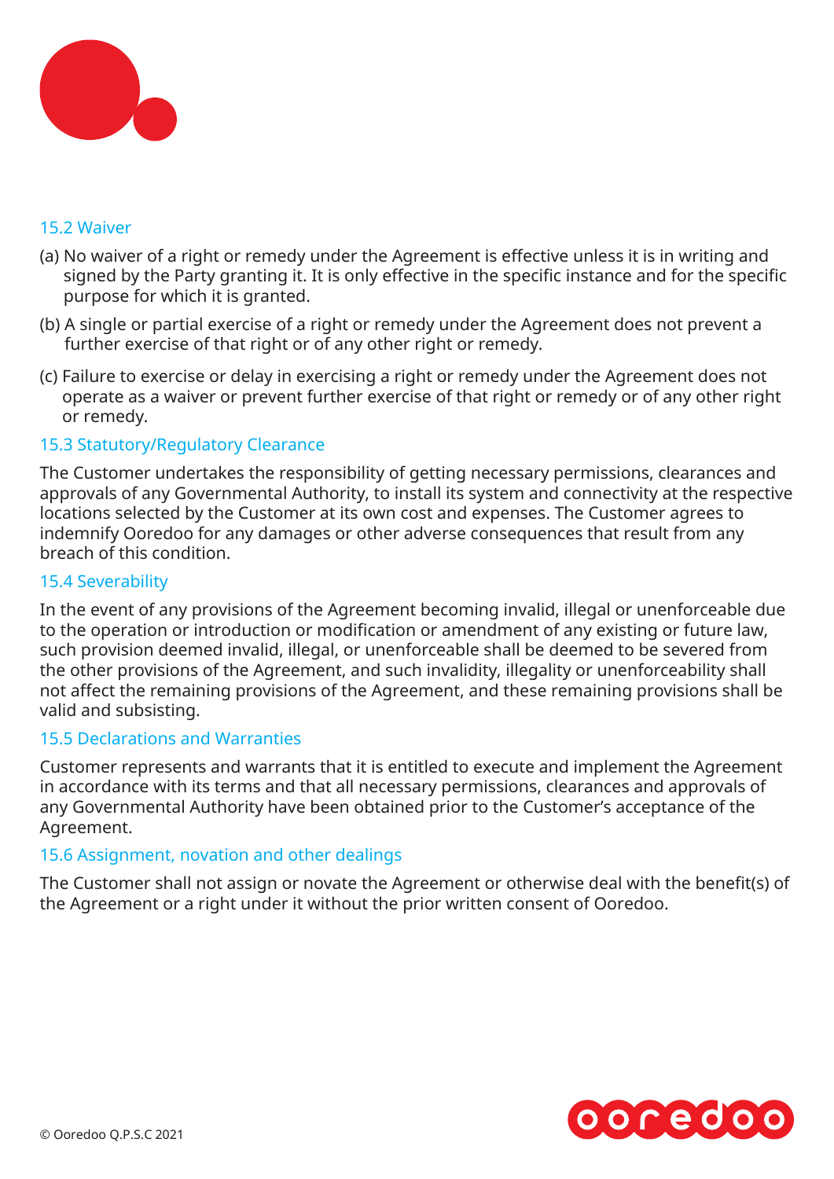### 15.2 Waiver

(a) No waiver of a right or remedy under the Agreement is effective unless it is in writing and signed by the Party granting it. It is only effective in the specific instance and for the specific purpose for which it is granted.

(b) A single or partial exercise of a right or remedy under the Agreement does not prevent a further exercise of that right or of any other right or remedy.

(c) Failure to exercise or delay in exercising a right or remedy under the Agreement does not operate as a waiver or prevent further exercise of that right or remedy or of any other right or remedy.

### 15.3 Statutory/Regulatory Clearance

The Customer undertakes the responsibility of getting necessary permissions, clearances and approvals of any Governmental Authority, to install its system and connectivity at the respective locations selected by the Customer at its own cost and expenses. The Customer agrees to indemnify Ooredoo for any damages or other adverse consequences that result from any breach of this condition.

### 15.4 Severability

In the event of any provisions of the Agreement becoming invalid, illegal or unenforceable due to the operation or introduction or modification or amendment of any existing or future law, such provision deemed invalid, illegal, or unenforceable shall be deemed to be severed from the other provisions of the Agreement, and such invalidity, illegality or unenforceability shall not affect the remaining provisions of the Agreement, and these remaining provisions shall be valid and subsisting.

### 15.5 Declarations and Warranties

Customer represents and warrants that it is entitled to execute and implement the Agreement in accordance with its terms and that all necessary permissions, clearances and approvals of any Governmental Authority have been obtained prior to the Customer's acceptance of the Agreement.

### 15.6 Assignment, novation and other dealings

The Customer shall not assign or novate the Agreement or otherwise deal with the benefit(s) of the Agreement or a right under it without the prior written consent of Ooredoo.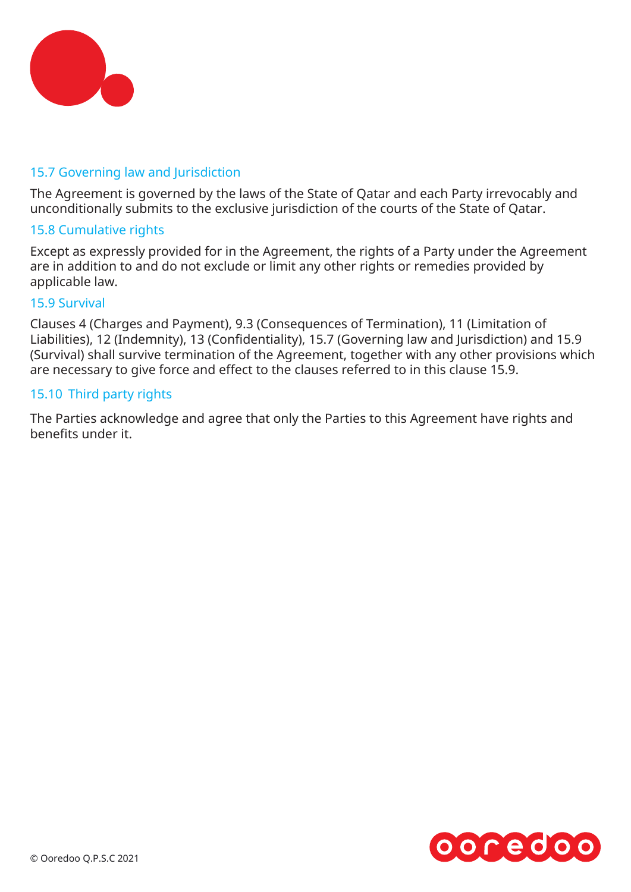### 15.7 Governing law and Jurisdiction

The Agreement is governed by the laws of the State of Qatar and each Party irrevocably and unconditionally submits to the exclusive jurisdiction of the courts of the State of Qatar.

### 15.8 Cumulative rights

Except as expressly provided for in the Agreement, the rights of a Party under the Agreement are in addition to and do not exclude or limit any other rights or remedies provided by applicable law.

### 15.9 Survival

Clauses 4 (Charges and Payment), 9.3 (Consequences of Termination), 11 (Limitation of Liabilities), 12 (Indemnity), 13 (Confidentiality), 15.7 (Governing law and Jurisdiction) and 15.9 (Survival) shall survive termination of the Agreement, together with any other provisions which are necessary to give force and effect to the clauses referred to in this clause 15.9.

### 15.10 Third party rights

The Parties acknowledge and agree that only the Parties to this Agreement have rights and benefits under it.